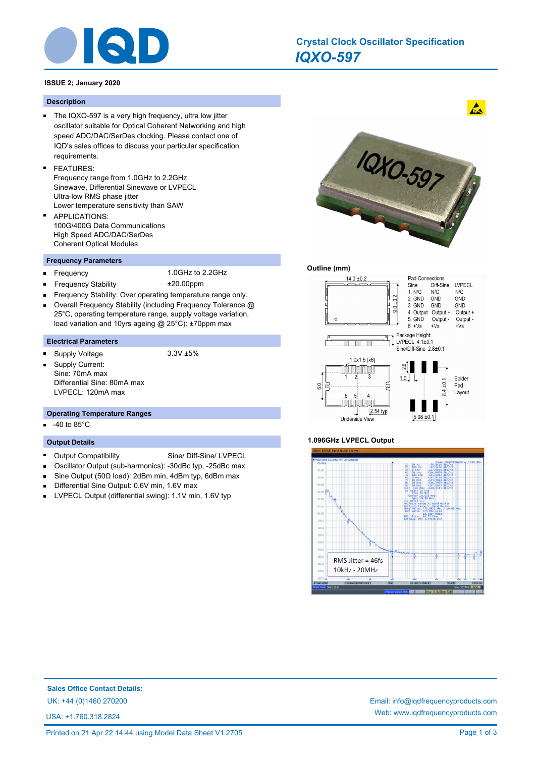# Crystal Clock Oscillator Specification

## *IQXO-597*

**ISSUE 2; January 2020**

## Description

- The IQXO-597 is a very high frequency, ultra low jitter oscillator suitable for Optical Coherent Networking and high speed ADC/DAC/SerDes clocking. Please contact one of IQD's sales offices to discuss your particular specification requirements.
- FEATURES:
  Frequency range from 1.0GHz to 2.2GHz
  Sinewave, Differential Sinewave or LVPECL
  Ultra-low RMS phase jitter
  Lower temperature sensitivity than SAW
- APPLICATIONS:
  100G/400G Data Communications
  High Speed ADC/DAC/SerDes
  Coherent Optical Modules

## Frequency Parameters

- Frequency: 1.0GHz to 2.2GHz
- Frequency Stability: ±20.00ppm
- Frequency Stability: Over operating temperature range only.
- Overall Frequency Stability (including Frequency Tolerance @ 25°C, operating temperature range, supply voltage variation, load variation and 10yrs ageing @ 25°C): ±70ppm max

## Electrical Parameters

- Supply Voltage: 3.3V ±5%
- Supply Current:
  Sine: 70mA max
  Differential Sine: 80mA max
  LVPECL: 120mA max

## Operating Temperature Ranges

- -40 to 85°C

## Output Details

- Output Compatibility: Sine/ Diff-Sine/ LVPECL
- Oscillator Output (sub-harmonics): -30dBc typ, -25dBc max
- Sine Output (50Ω load): 2dBm min, 4dBm typ, 6dBm max
- Differential Sine Output: 0.6V min, 1.6V max
- LVPECL Output (differential swing): 1.1V min, 1.6V typ

## Outline (mm)

| Pad Connections | Sine | Diff-Sine | LVPECL |
|---|---|---|---|
| 1. | N/C | N/C | N/C |
| 2. | GND | GND | GND |
| 3. | GND | GND | GND |
| 4. | Output | Output + | Output + |
| 5. | GND | Output - | Output - |
| 6. | +Vs | +Vs | +Vs |

Package Height: LVPECL 4.1±0.1; Sine/Diff-Sine 2.8±0.1

Dimensions: 14.0 ±0.2, 9.0 ±0.2; Underside View: 1.0x1.5 (x6), 6.0, 2.54 typ; Solder Pad Layout: 2.8, 1.0, 8.4 ±0.1, 5.08 ±0.1

## 1.096GHz LVPECL Output

RMS Jitter = 46fs
10kHz - 20MHz

## Sales Office Contact Details:

UK: +44 (0)1460 270200

USA: +1.760.318.2824

Email: info@iqdfrequencyproducts.com

Web: www.iqdfrequencyproducts.com

Printed on 21 Apr 22 14:44 using Model Data Sheet V1.2705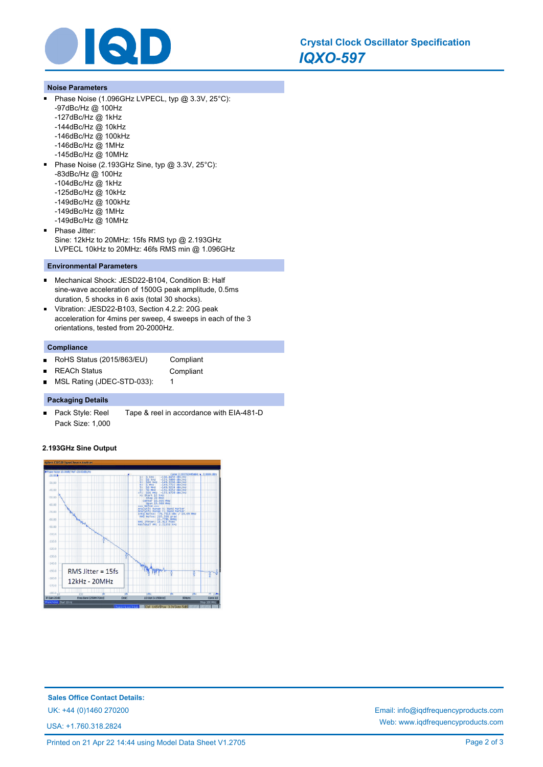## Noise Parameters

- Phase Noise (1.096GHz LVPECL, typ @ 3.3V, 25°C):
  -97dBc/Hz @ 100Hz
  -127dBc/Hz @ 1kHz
  -144dBc/Hz @ 10kHz
  -146dBc/Hz @ 100kHz
  -146dBc/Hz @ 1MHz
  -145dBc/Hz @ 10MHz
- Phase Noise (2.193GHz Sine, typ @ 3.3V, 25°C):
  -83dBc/Hz @ 100Hz
  -104dBc/Hz @ 1kHz
  -125dBc/Hz @ 10kHz
  -149dBc/Hz @ 100kHz
  -149dBc/Hz @ 1MHz
  -149dBc/Hz @ 10MHz
- Phase Jitter:
  Sine: 12kHz to 20MHz: 15fs RMS typ @ 2.193GHz
  LVPECL 10kHz to 20MHz: 46fs RMS min @ 1.096GHz

## Environmental Parameters

- Mechanical Shock: JESD22-B104, Condition B: Half sine-wave acceleration of 1500G peak amplitude, 0.5ms duration, 5 shocks in 6 axis (total 30 shocks).
- Vibration: JESD22-B103, Section 4.2.2: 20G peak acceleration for 4mins per sweep, 4 sweeps in each of the 3 orientations, tested from 20-2000Hz.

## Compliance

- RoHS Status (2015/863/EU) Compliant
- REACh Status Compliant
- MSL Rating (JDEC-STD-033): 1

## Packaging Details

- Pack Style: Reel Tape & reel in accordance with EIA-481-D
  Pack Size: 1,000

**2.193GHz Sine Output**

RMS Jitter = 15fs
12kHz - 20MHz

**Sales Office Contact Details:**

UK: +44 (0)1460 270200

USA: +1.760.318.2824

Email: info@iqdfrequencyproducts.com

Web: www.iqdfrequencyproducts.com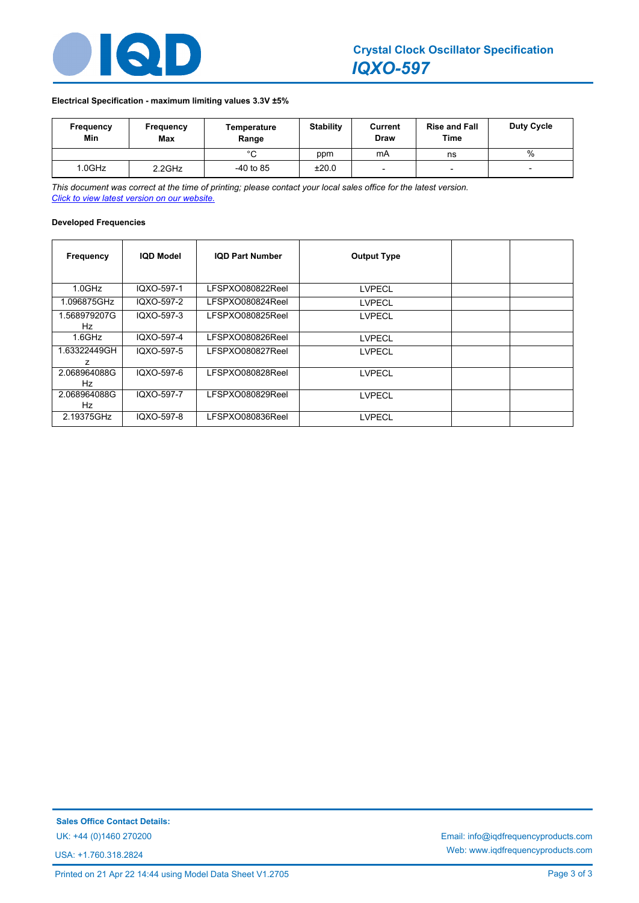# Crystal Clock Oscillator Specification

## *IQXO-597*

**Electrical Specification - maximum limiting values 3.3V ±5%**

| Frequency Min | Frequency Max | Temperature Range | Stability | Current Draw | Rise and Fall Time | Duty Cycle |
|---|---|---|---|---|---|---|
| | | °C | ppm | mA | ns | % |
| 1.0GHz | 2.2GHz | -40 to 85 | ±20.0 | - | - | - |

*This document was correct at the time of printing; please contact your local sales office for the latest version.*
*Click to view latest version on our website.*

**Developed Frequencies**

| Frequency | IQD Model | IQD Part Number | Output Type | | |
|---|---|---|---|---|---|
| 1.0GHz | IQXO-597-1 | LFSPXO080822Reel | LVPECL | | |
| 1.096875GHz | IQXO-597-2 | LFSPXO080824Reel | LVPECL | | |
| 1.568979207GHz | IQXO-597-3 | LFSPXO080825Reel | LVPECL | | |
| 1.6GHz | IQXO-597-4 | LFSPXO080826Reel | LVPECL | | |
| 1.63322449GHz | IQXO-597-5 | LFSPXO080827Reel | LVPECL | | |
| 2.068964088GHz | IQXO-597-6 | LFSPXO080828Reel | LVPECL | | |
| 2.068964088GHz | IQXO-597-7 | LFSPXO080829Reel | LVPECL | | |
| 2.19375GHz | IQXO-597-8 | LFSPXO080836Reel | LVPECL | | |

**Sales Office Contact Details:**

UK: +44 (0)1460 270200

USA: +1.760.318.2824

Email: info@iqdfrequencyproducts.com

Web: www.iqdfrequencyproducts.com

Printed on 21 Apr 22 14:44 using Model Data Sheet V1.2705